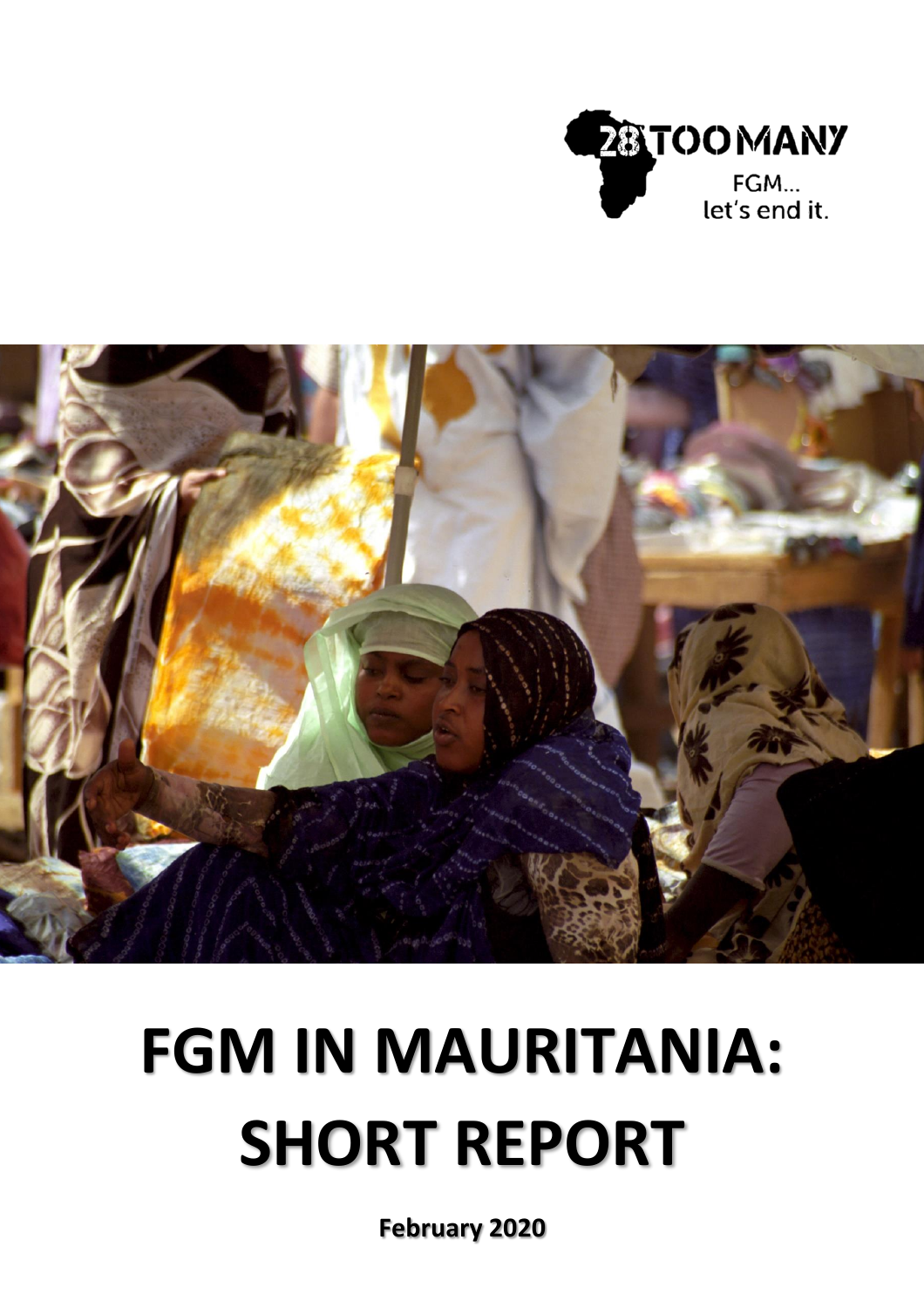28TOOMANY

FGM...
let's end it.

# FGM IN MAURITANIA: SHORT REPORT

**February 2020**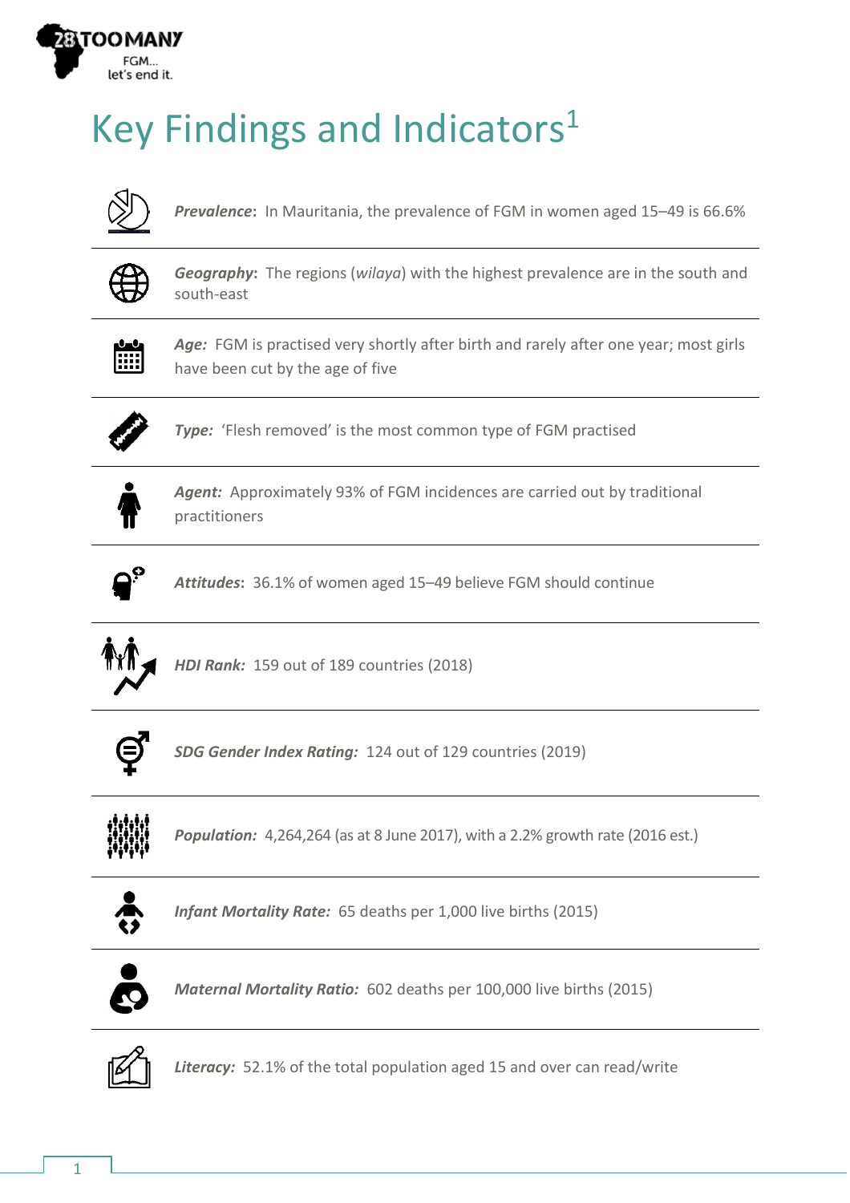# Key Findings and Indicators[1]

***Prevalence***: In Mauritania, the prevalence of FGM in women aged 15–49 is 66.6%

***Geography***: The regions (*wilaya*) with the highest prevalence are in the south and south-east

***Age:*** FGM is practised very shortly after birth and rarely after one year; most girls have been cut by the age of five

***Type:*** 'Flesh removed' is the most common type of FGM practised

***Agent:*** Approximately 93% of FGM incidences are carried out by traditional practitioners

***Attitudes***: 36.1% of women aged 15–49 believe FGM should continue

***HDI Rank:*** 159 out of 189 countries (2018)

***SDG Gender Index Rating:*** 124 out of 129 countries (2019)

***Population:*** 4,264,264 (as at 8 June 2017), with a 2.2% growth rate (2016 est.)

***Infant Mortality Rate:*** 65 deaths per 1,000 live births (2015)

***Maternal Mortality Ratio:*** 602 deaths per 100,000 live births (2015)

***Literacy:*** 52.1% of the total population aged 15 and over can read/write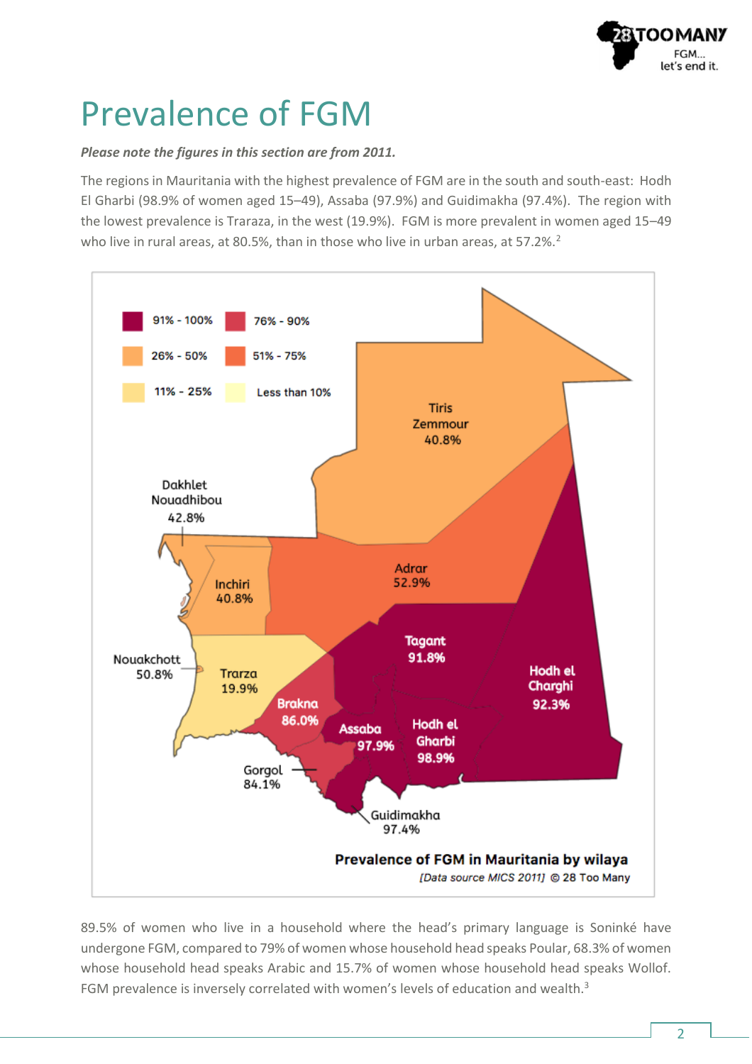# Prevalence of FGM

***Please note the figures in this section are from 2011.***

The regions in Mauritania with the highest prevalence of FGM are in the south and south-east: Hodh El Gharbi (98.9% of women aged 15–49), Assaba (97.9%) and Guidimakha (97.4%). The region with the lowest prevalence is Traraza, in the west (19.9%). FGM is more prevalent in women aged 15–49 who live in rural areas, at 80.5%, than in those who live in urban areas, at 57.2%.[2]

| Wilaya | Prevalence |
|---|---|
| Tiris Zemmour | 40.8% |
| Dakhlet Nouadhibou | 42.8% |
| Inchiri | 40.8% |
| Adrar | 52.9% |
| Nouakchott | 50.8% |
| Trarza | 19.9% |
| Tagant | 91.8% |
| Hodh el Charghi | 92.3% |
| Brakna | 86.0% |
| Assaba | 97.9% |
| Hodh el Gharbi | 98.9% |
| Gorgol | 84.1% |
| Guidimakha | 97.4% |

Legend: 91% - 100%; 76% - 90%; 51% - 75%; 26% - 50%; 11% - 25%; Less than 10%

**Prevalence of FGM in Mauritania by wilaya**

*[Data source MICS 2011]* © 28 Too Many

89.5% of women who live in a household where the head's primary language is Soninké have undergone FGM, compared to 79% of women whose household head speaks Poular, 68.3% of women whose household head speaks Arabic and 15.7% of women whose household head speaks Wollof. FGM prevalence is inversely correlated with women's levels of education and wealth.[3]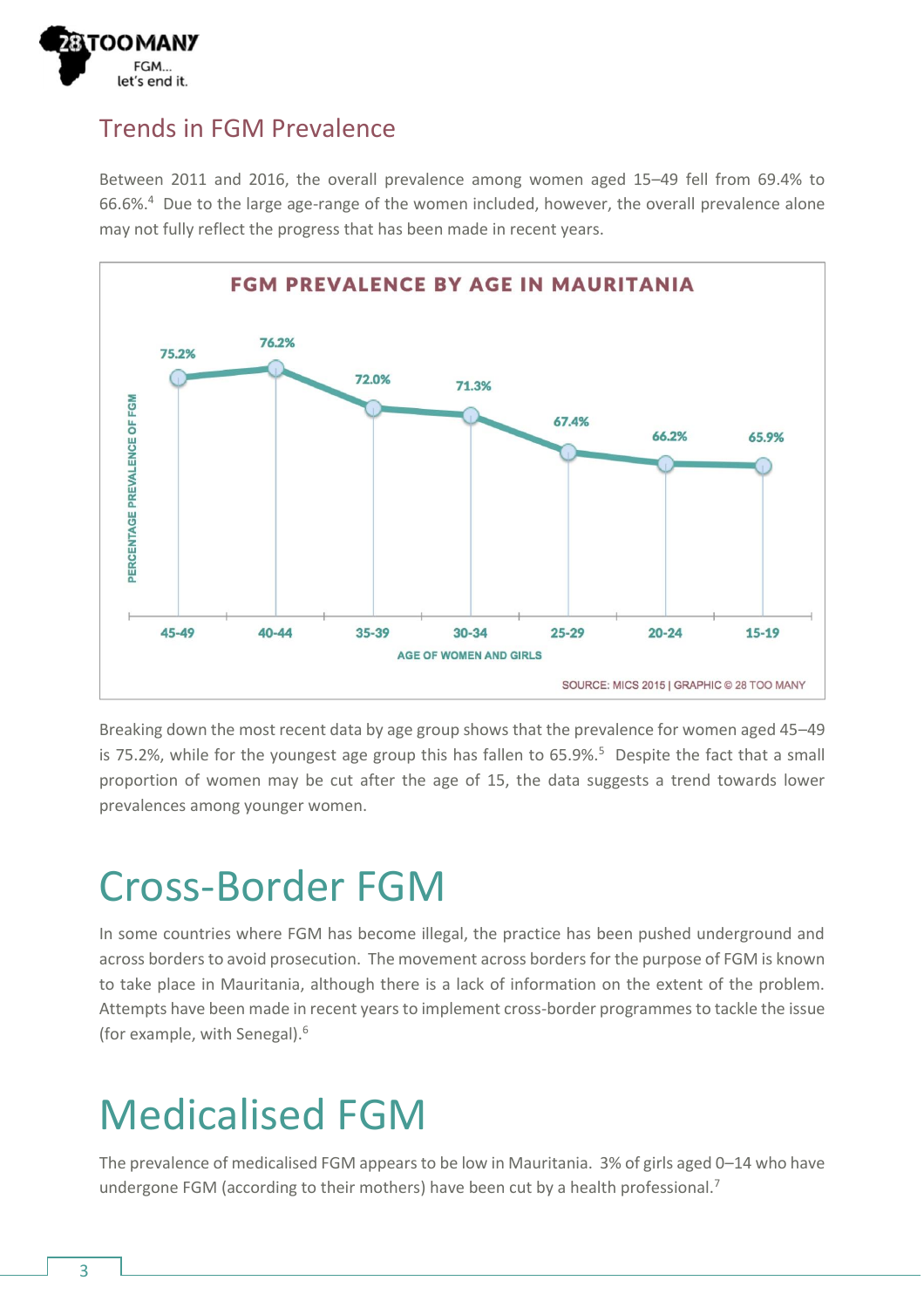## Trends in FGM Prevalence

Between 2011 and 2016, the overall prevalence among women aged 15–49 fell from 69.4% to 66.6%.[4] Due to the large age-range of the women included, however, the overall prevalence alone may not fully reflect the progress that has been made in recent years.

**FGM PREVALENCE BY AGE IN MAURITANIA**

| AGE OF WOMEN AND GIRLS | PERCENTAGE PREVALENCE OF FGM |
|---|---|
| 45-49 | 75.2% |
| 40-44 | 76.2% |
| 35-39 | 72.0% |
| 30-34 | 71.3% |
| 25-29 | 67.4% |
| 20-24 | 66.2% |
| 15-19 | 65.9% |

SOURCE: MICS 2015 | GRAPHIC © 28 TOO MANY

Breaking down the most recent data by age group shows that the prevalence for women aged 45–49 is 75.2%, while for the youngest age group this has fallen to 65.9%.[5] Despite the fact that a small proportion of women may be cut after the age of 15, the data suggests a trend towards lower prevalences among younger women.

# Cross-Border FGM

In some countries where FGM has become illegal, the practice has been pushed underground and across borders to avoid prosecution. The movement across borders for the purpose of FGM is known to take place in Mauritania, although there is a lack of information on the extent of the problem. Attempts have been made in recent years to implement cross-border programmes to tackle the issue (for example, with Senegal).[6]

# Medicalised FGM

The prevalence of medicalised FGM appears to be low in Mauritania. 3% of girls aged 0–14 who have undergone FGM (according to their mothers) have been cut by a health professional.[7]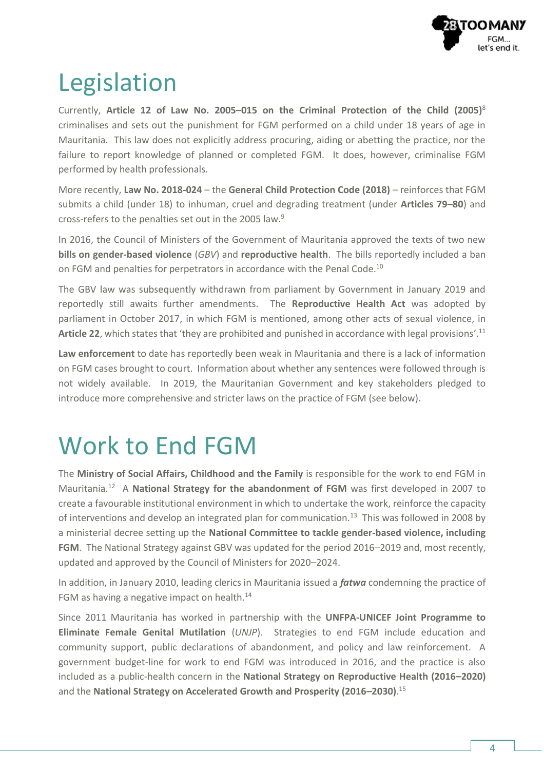# Legislation

Currently, **Article 12 of Law No. 2005–015 on the Criminal Protection of the Child (2005)**[8] criminalises and sets out the punishment for FGM performed on a child under 18 years of age in Mauritania. This law does not explicitly address procuring, aiding or abetting the practice, nor the failure to report knowledge of planned or completed FGM. It does, however, criminalise FGM performed by health professionals.

More recently, **Law No. 2018-024** – the **General Child Protection Code (2018)** – reinforces that FGM submits a child (under 18) to inhuman, cruel and degrading treatment (under **Articles 79–80**) and cross-refers to the penalties set out in the 2005 law.[9]

In 2016, the Council of Ministers of the Government of Mauritania approved the texts of two new **bills on gender-based violence** (*GBV*) and **reproductive health**. The bills reportedly included a ban on FGM and penalties for perpetrators in accordance with the Penal Code.[10]

The GBV law was subsequently withdrawn from parliament by Government in January 2019 and reportedly still awaits further amendments. The **Reproductive Health Act** was adopted by parliament in October 2017, in which FGM is mentioned, among other acts of sexual violence, in **Article 22**, which states that 'they are prohibited and punished in accordance with legal provisions'.[11]

**Law enforcement** to date has reportedly been weak in Mauritania and there is a lack of information on FGM cases brought to court. Information about whether any sentences were followed through is not widely available. In 2019, the Mauritanian Government and key stakeholders pledged to introduce more comprehensive and stricter laws on the practice of FGM (see below).

# Work to End FGM

The **Ministry of Social Affairs, Childhood and the Family** is responsible for the work to end FGM in Mauritania.[12] A **National Strategy for the abandonment of FGM** was first developed in 2007 to create a favourable institutional environment in which to undertake the work, reinforce the capacity of interventions and develop an integrated plan for communication.[13] This was followed in 2008 by a ministerial decree setting up the **National Committee to tackle gender-based violence, including FGM**. The National Strategy against GBV was updated for the period 2016–2019 and, most recently, updated and approved by the Council of Ministers for 2020–2024.

In addition, in January 2010, leading clerics in Mauritania issued a ***fatwa*** condemning the practice of FGM as having a negative impact on health.[14]

Since 2011 Mauritania has worked in partnership with the **UNFPA-UNICEF Joint Programme to Eliminate Female Genital Mutilation** (*UNJP*). Strategies to end FGM include education and community support, public declarations of abandonment, and policy and law reinforcement. A government budget-line for work to end FGM was introduced in 2016, and the practice is also included as a public-health concern in the **National Strategy on Reproductive Health (2016–2020)** and the **National Strategy on Accelerated Growth and Prosperity (2016–2030)**.[15]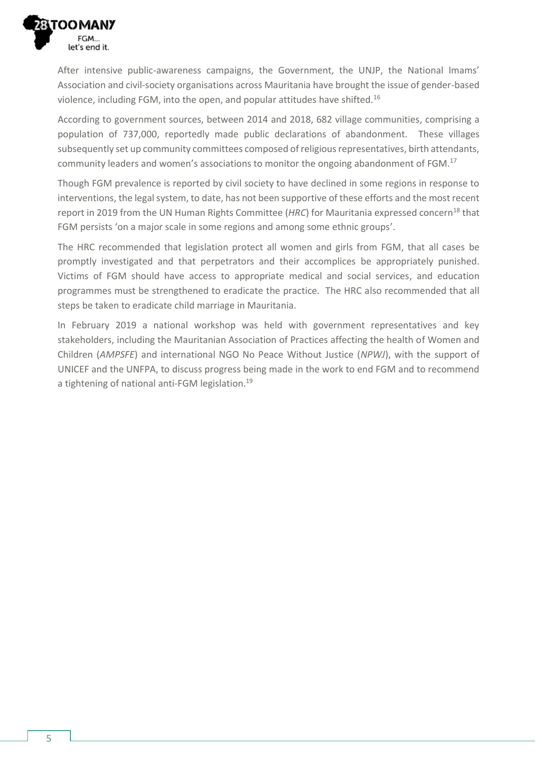After intensive public-awareness campaigns, the Government, the UNJP, the National Imams' Association and civil-society organisations across Mauritania have brought the issue of gender-based violence, including FGM, into the open, and popular attitudes have shifted.[16]

According to government sources, between 2014 and 2018, 682 village communities, comprising a population of 737,000, reportedly made public declarations of abandonment. These villages subsequently set up community committees composed of religious representatives, birth attendants, community leaders and women's associations to monitor the ongoing abandonment of FGM.[17]

Though FGM prevalence is reported by civil society to have declined in some regions in response to interventions, the legal system, to date, has not been supportive of these efforts and the most recent report in 2019 from the UN Human Rights Committee (*HRC*) for Mauritania expressed concern[18] that FGM persists 'on a major scale in some regions and among some ethnic groups'.

The HRC recommended that legislation protect all women and girls from FGM, that all cases be promptly investigated and that perpetrators and their accomplices be appropriately punished. Victims of FGM should have access to appropriate medical and social services, and education programmes must be strengthened to eradicate the practice. The HRC also recommended that all steps be taken to eradicate child marriage in Mauritania.

In February 2019 a national workshop was held with government representatives and key stakeholders, including the Mauritanian Association of Practices affecting the health of Women and Children (*AMPSFE*) and international NGO No Peace Without Justice (*NPWJ*), with the support of UNICEF and the UNFPA, to discuss progress being made in the work to end FGM and to recommend a tightening of national anti-FGM legislation.[19]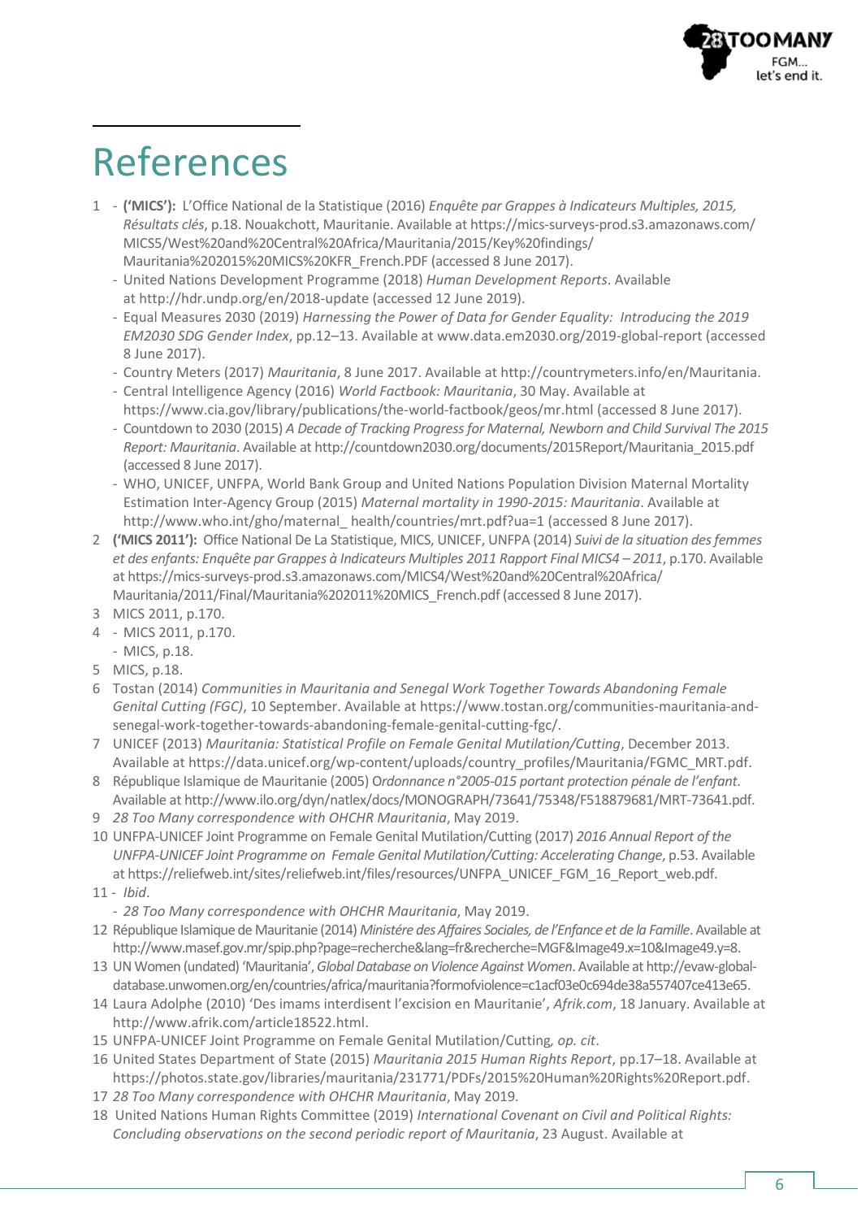# References

1 - **('MICS'):** L'Office National de la Statistique (2016) *Enquête par Grappes à Indicateurs Multiples, 2015, Résultats clés*, p.18. Nouakchott, Mauritanie. Available at https://mics-surveys-prod.s3.amazonaws.com/MICS5/West%20and%20Central%20Africa/Mauritania/2015/Key%20findings/Mauritania%202015%20MICS%20KFR_French.PDF (accessed 8 June 2017).
  - United Nations Development Programme (2018) *Human Development Reports*. Available at http://hdr.undp.org/en/2018-update (accessed 12 June 2019).
  - Equal Measures 2030 (2019) *Harnessing the Power of Data for Gender Equality: Introducing the 2019 EM2030 SDG Gender Index*, pp.12–13. Available at www.data.em2030.org/2019-global-report (accessed 8 June 2017).
  - Country Meters (2017) *Mauritania*, 8 June 2017. Available at http://countrymeters.info/en/Mauritania.
  - Central Intelligence Agency (2016) *World Factbook: Mauritania*, 30 May. Available at https://www.cia.gov/library/publications/the-world-factbook/geos/mr.html (accessed 8 June 2017).
  - Countdown to 2030 (2015) *A Decade of Tracking Progress for Maternal, Newborn and Child Survival The 2015 Report: Mauritania*. Available at http://countdown2030.org/documents/2015Report/Mauritania_2015.pdf (accessed 8 June 2017).
  - WHO, UNICEF, UNFPA, World Bank Group and United Nations Population Division Maternal Mortality Estimation Inter-Agency Group (2015) *Maternal mortality in 1990-2015: Mauritania*. Available at http://www.who.int/gho/maternal_ health/countries/mrt.pdf?ua=1 (accessed 8 June 2017).

2 **('MICS 2011'):** Office National De La Statistique, MICS, UNICEF, UNFPA (2014) *Suivi de la situation des femmes et des enfants: Enquête par Grappes à Indicateurs Multiples 2011 Rapport Final MICS4 – 2011*, p.170. Available at https://mics-surveys-prod.s3.amazonaws.com/MICS4/West%20and%20Central%20Africa/Mauritania/2011/Final/Mauritania%202011%20MICS_French.pdf (accessed 8 June 2017).

3 MICS 2011, p.170.

4 - MICS 2011, p.170.
  - MICS, p.18.

5 MICS, p.18.

6 Tostan (2014) *Communities in Mauritania and Senegal Work Together Towards Abandoning Female Genital Cutting (FGC)*, 10 September. Available at https://www.tostan.org/communities-mauritania-and-senegal-work-together-towards-abandoning-female-genital-cutting-fgc/.

7 UNICEF (2013) *Mauritania: Statistical Profile on Female Genital Mutilation/Cutting*, December 2013. Available at https://data.unicef.org/wp-content/uploads/country_profiles/Mauritania/FGMC_MRT.pdf.

8 République Islamique de Mauritanie (2005) *Ordonnance n°2005-015 portant protection pénale de l'enfant*. Available at http://www.ilo.org/dyn/natlex/docs/MONOGRAPH/73641/75348/F518879681/MRT-73641.pdf.

9 *28 Too Many correspondence with OHCHR Mauritania*, May 2019.

10 UNFPA-UNICEF Joint Programme on Female Genital Mutilation/Cutting (2017) *2016 Annual Report of the UNFPA-UNICEF Joint Programme on Female Genital Mutilation/Cutting: Accelerating Change*, p.53. Available at https://reliefweb.int/sites/reliefweb.int/files/resources/UNFPA_UNICEF_FGM_16_Report_web.pdf.

11 - *Ibid*.
  - *28 Too Many correspondence with OHCHR Mauritania*, May 2019.

12 République Islamique de Mauritanie (2014) *Ministére des Affaires Sociales, de l'Enfance et de la Famille*. Available at http://www.masef.gov.mr/spip.php?page=recherche&lang=fr&recherche=MGF&Image49.x=10&Image49.y=8.

13 UN Women (undated) 'Mauritania', *Global Database on Violence Against Women*. Available at http://evaw-global-database.unwomen.org/en/countries/africa/mauritania?formofviolence=c1acf03e0c694de38a557407ce413e65.

14 Laura Adolphe (2010) 'Des imams interdisent l'excision en Mauritanie', *Afrik.com*, 18 January. Available at http://www.afrik.com/article18522.html.

15 UNFPA-UNICEF Joint Programme on Female Genital Mutilation/Cutting, *op. cit*.

16 United States Department of State (2015) *Mauritania 2015 Human Rights Report*, pp.17–18. Available at https://photos.state.gov/libraries/mauritania/231771/PDFs/2015%20Human%20Rights%20Report.pdf.

17 *28 Too Many correspondence with OHCHR Mauritania*, May 2019.

18 United Nations Human Rights Committee (2019) *International Covenant on Civil and Political Rights: Concluding observations on the second periodic report of Mauritania*, 23 August. Available at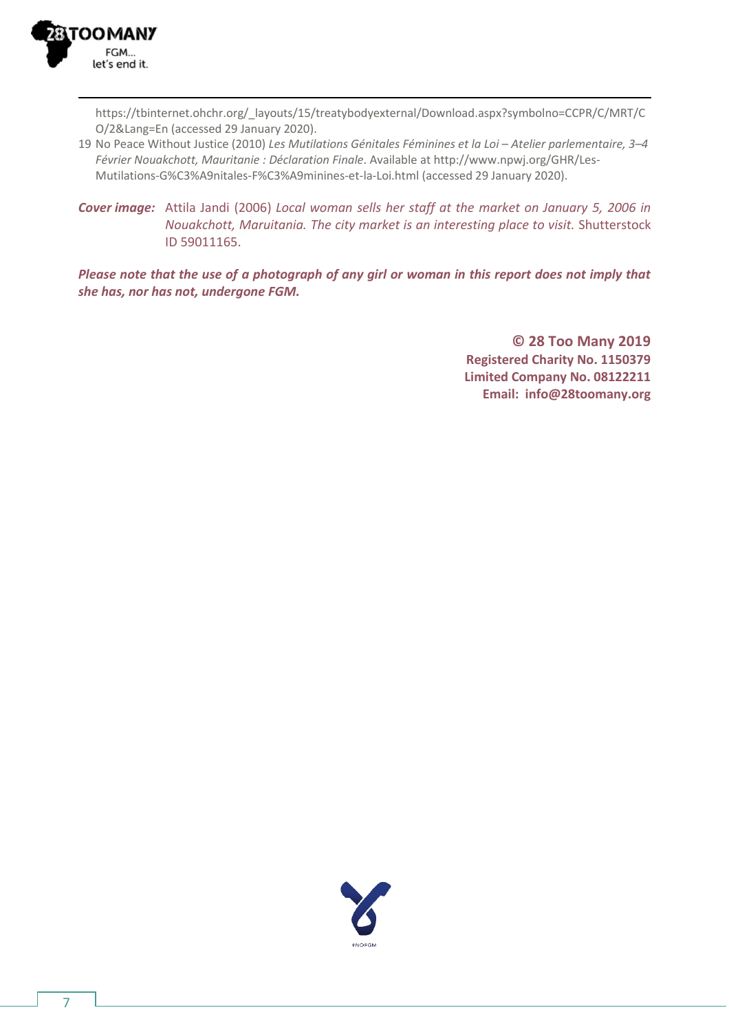https://tbinternet.ohchr.org/_layouts/15/treatybodyexternal/Download.aspx?symbolno=CCPR/C/MRT/CO/2&Lang=En (accessed 29 January 2020).

19 No Peace Without Justice (2010) *Les Mutilations Génitales Féminines et la Loi – Atelier parlementaire, 3–4 Février Nouakchott, Mauritanie : Déclaration Finale*. Available at http://www.npwj.org/GHR/Les-Mutilations-G%C3%A9nitales-F%C3%A9minines-et-la-Loi.html (accessed 29 January 2020).

***Cover image:*** Attila Jandi (2006) *Local woman sells her staff at the market on January 5, 2006 in Nouakchott, Maruitania. The city market is an interesting place to visit.* Shutterstock ID 59011165.

***Please note that the use of a photograph of any girl or woman in this report does not imply that she has, nor has not, undergone FGM.***

**© 28 Too Many 2019**
**Registered Charity No. 1150379**
**Limited Company No. 08122211**
**Email: info@28toomany.org**

#NOFGM